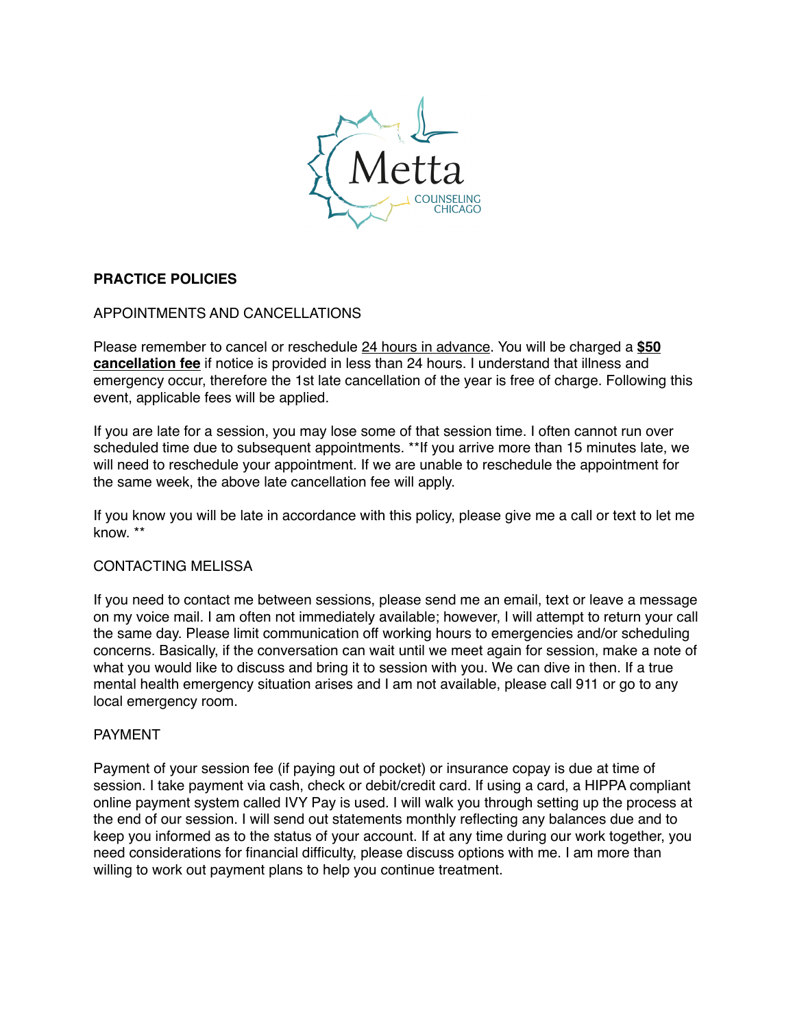Metta

COUNSELING CHICAGO

**PRACTICE POLICIES**

APPOINTMENTS AND CANCELLATIONS

Please remember to cancel or reschedule 24 hours in advance. You will be charged a **$50 cancellation fee** if notice is provided in less than 24 hours. I understand that illness and emergency occur, therefore the 1st late cancellation of the year is free of charge. Following this event, applicable fees will be applied.

If you are late for a session, you may lose some of that session time. I often cannot run over scheduled time due to subsequent appointments. **If you arrive more than 15 minutes late, we will need to reschedule your appointment. If we are unable to reschedule the appointment for the same week, the above late cancellation fee will apply.

If you know you will be late in accordance with this policy, please give me a call or text to let me know. **

CONTACTING MELISSA

If you need to contact me between sessions, please send me an email, text or leave a message on my voice mail. I am often not immediately available; however, I will attempt to return your call the same day. Please limit communication off working hours to emergencies and/or scheduling concerns. Basically, if the conversation can wait until we meet again for session, make a note of what you would like to discuss and bring it to session with you. We can dive in then. If a true mental health emergency situation arises and I am not available, please call 911 or go to any local emergency room.

PAYMENT

Payment of your session fee (if paying out of pocket) or insurance copay is due at time of session. I take payment via cash, check or debit/credit card. If using a card, a HIPPA compliant online payment system called IVY Pay is used. I will walk you through setting up the process at the end of our session. I will send out statements monthly reflecting any balances due and to keep you informed as to the status of your account. If at any time during our work together, you need considerations for financial difficulty, please discuss options with me. I am more than willing to work out payment plans to help you continue treatment.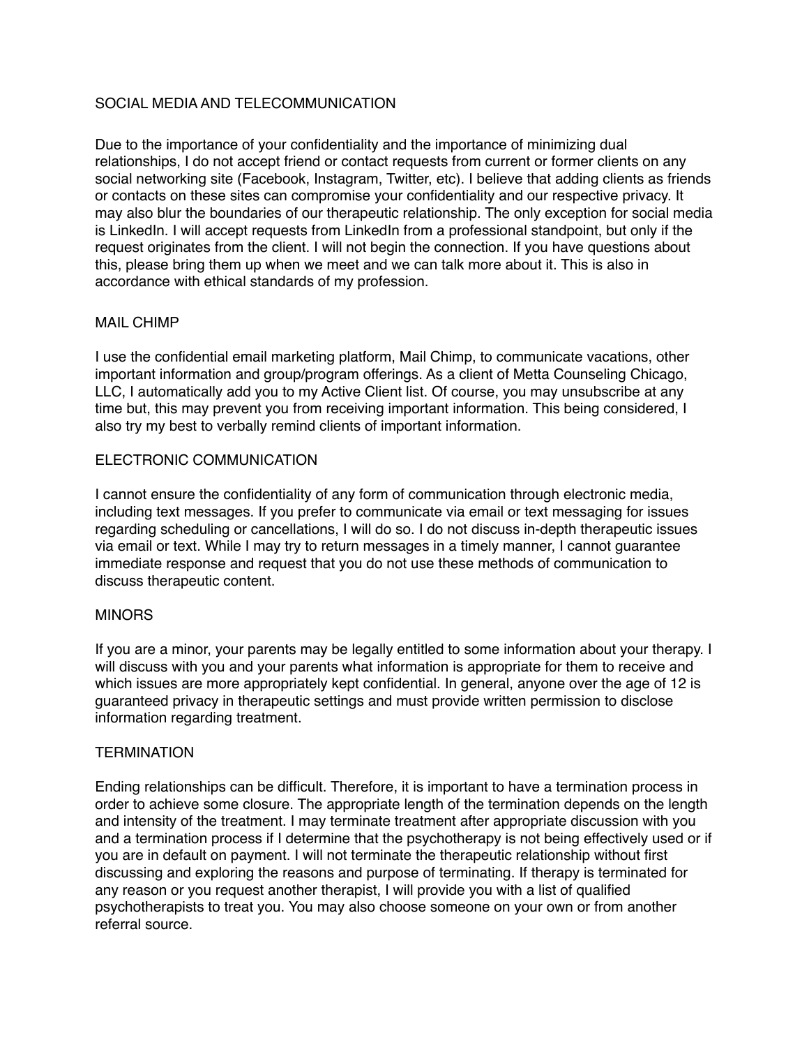## SOCIAL MEDIA AND TELECOMMUNICATION

Due to the importance of your confidentiality and the importance of minimizing dual relationships, I do not accept friend or contact requests from current or former clients on any social networking site (Facebook, Instagram, Twitter, etc). I believe that adding clients as friends or contacts on these sites can compromise your confidentiality and our respective privacy. It may also blur the boundaries of our therapeutic relationship. The only exception for social media is LinkedIn. I will accept requests from LinkedIn from a professional standpoint, but only if the request originates from the client. I will not begin the connection. If you have questions about this, please bring them up when we meet and we can talk more about it. This is also in accordance with ethical standards of my profession.

## MAIL CHIMP

I use the confidential email marketing platform, Mail Chimp, to communicate vacations, other important information and group/program offerings. As a client of Metta Counseling Chicago, LLC, I automatically add you to my Active Client list. Of course, you may unsubscribe at any time but, this may prevent you from receiving important information. This being considered, I also try my best to verbally remind clients of important information.

## ELECTRONIC COMMUNICATION

I cannot ensure the confidentiality of any form of communication through electronic media, including text messages. If you prefer to communicate via email or text messaging for issues regarding scheduling or cancellations, I will do so. I do not discuss in-depth therapeutic issues via email or text. While I may try to return messages in a timely manner, I cannot guarantee immediate response and request that you do not use these methods of communication to discuss therapeutic content.

## MINORS

If you are a minor, your parents may be legally entitled to some information about your therapy. I will discuss with you and your parents what information is appropriate for them to receive and which issues are more appropriately kept confidential. In general, anyone over the age of 12 is guaranteed privacy in therapeutic settings and must provide written permission to disclose information regarding treatment.

## TERMINATION

Ending relationships can be difficult. Therefore, it is important to have a termination process in order to achieve some closure. The appropriate length of the termination depends on the length and intensity of the treatment. I may terminate treatment after appropriate discussion with you and a termination process if I determine that the psychotherapy is not being effectively used or if you are in default on payment. I will not terminate the therapeutic relationship without first discussing and exploring the reasons and purpose of terminating. If therapy is terminated for any reason or you request another therapist, I will provide you with a list of qualified psychotherapists to treat you. You may also choose someone on your own or from another referral source.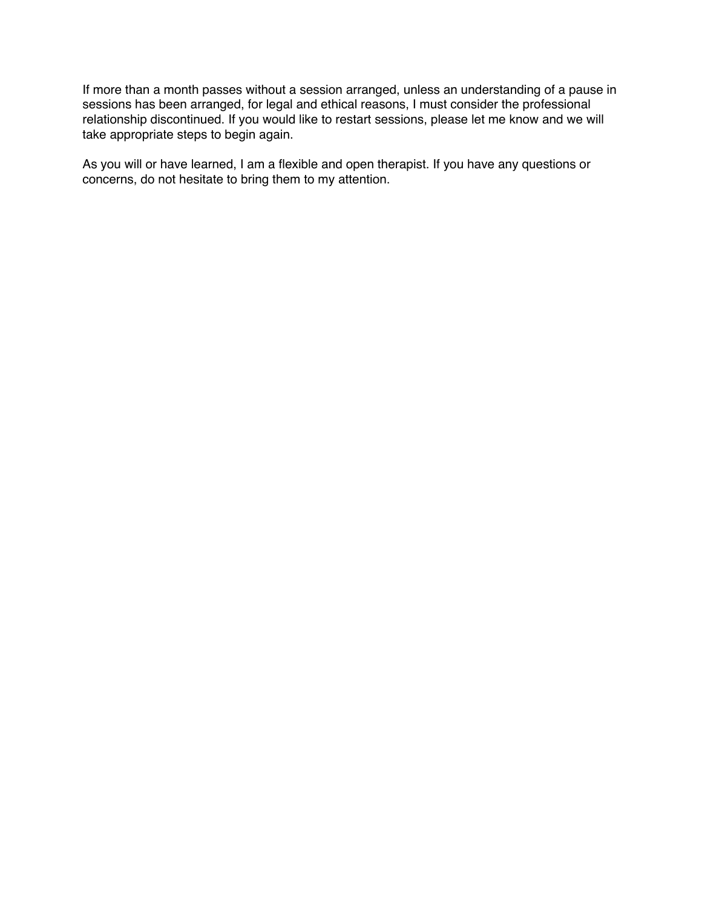If more than a month passes without a session arranged, unless an understanding of a pause in sessions has been arranged, for legal and ethical reasons, I must consider the professional relationship discontinued. If you would like to restart sessions, please let me know and we will take appropriate steps to begin again.

As you will or have learned, I am a flexible and open therapist. If you have any questions or concerns, do not hesitate to bring them to my attention.